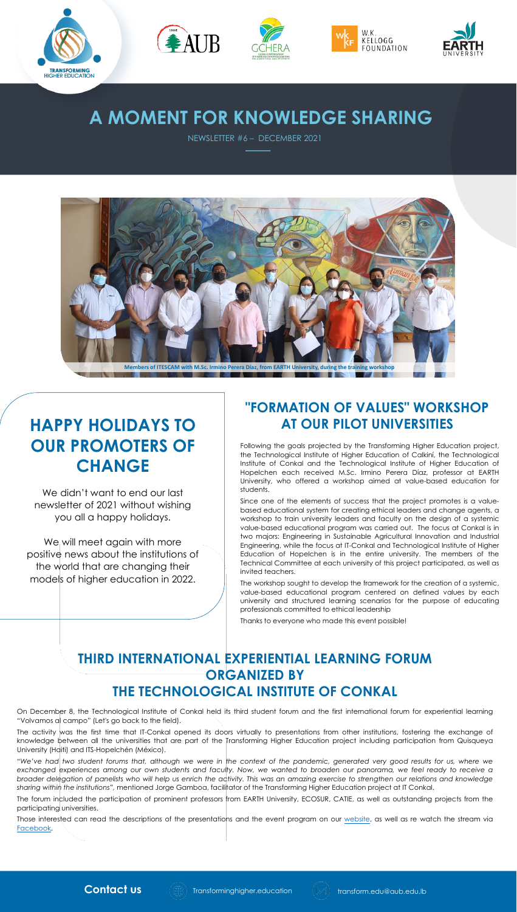# A MOMENT FOR KNOWLEDGE SHARING

NEWSLETTER #6 – DECEMBER 2021

Members of ITESCAM with M.Sc. Irmino Perera Díaz, from EARTH University, during the training workshop

## HAPPY HOLIDAYS TO OUR PROMOTERS OF CHANGE

We didn't want to end our last newsletter of 2021 without wishing you all a happy holidays.

We will meet again with more positive news about the institutions of the world that are changing their models of higher education in 2022.

## "FORMATION OF VALUES" WORKSHOP AT OUR PILOT UNIVERSITIES

Following the goals projected by the Transforming Higher Education project, the Technological Institute of Higher Education of Calkiní, the Technological Institute of Conkal and the Technological Institute of Higher Education of Hopelchen each received M.Sc. Irmino Perera Díaz, professor at EARTH University, who offered a workshop aimed at value-based education for students.

Since one of the elements of success that the project promotes is a value-based educational system for creating ethical leaders and change agents, a workshop to train university leaders and faculty on the design of a systemic value-based educational program was carried out. The focus at Conkal is in two majors: Engineering in Sustainable Agricultural Innovation and Industrial Engineering, while the focus at IT-Conkal and Technological Institute of Higher Education of Hopelchen is in the entire university. The members of the Technical Committee at each university of this project participated, as well as invited teachers.

The workshop sought to develop the framework for the creation of a systemic, value-based educational program centered on defined values by each university and structured learning scenarios for the purpose of educating professionals committed to ethical leadership

Thanks to everyone who made this event possible!

## THIRD INTERNATIONAL EXPERIENTIAL LEARNING FORUM ORGANIZED BY THE TECHNOLOGICAL INSTITUTE OF CONKAL

On December 8, the Technological Institute of Conkal held its third student forum and the first international forum for experiential learning "Volvamos al campo" (Let's go back to the field).

The activity was the first time that IT-Conkal opened its doors virtually to presentations from other institutions, fostering the exchange of knowledge between all the universities that are part of the Transforming Higher Education project including participation from Quisqueya University (Haiti) and ITS-Hopelchén (México).

*"We've had two student forums that, although we were in the context of the pandemic, generated very good results for us, where we exchanged experiences among our own students and faculty. Now, we wanted to broaden our panorama, we feel ready to receive a broader delegation of panelists who will help us enrich the activity. This was an amazing exercise to strengthen our relations and knowledge sharing within the institutions"*, mentioned Jorge Gamboa, facilitator of the Transforming Higher Education project at IT Conkal.

The forum included the participation of prominent professors from EARTH University, ECOSUR, CATIE, as well as outstanding projects from the participating universities.

Those interested can read the descriptions of the presentations and the event program on our website, as well as re watch the stream via Facebook.

**Contact us** Transforminghigher.education transform.edu@aub.edu.lb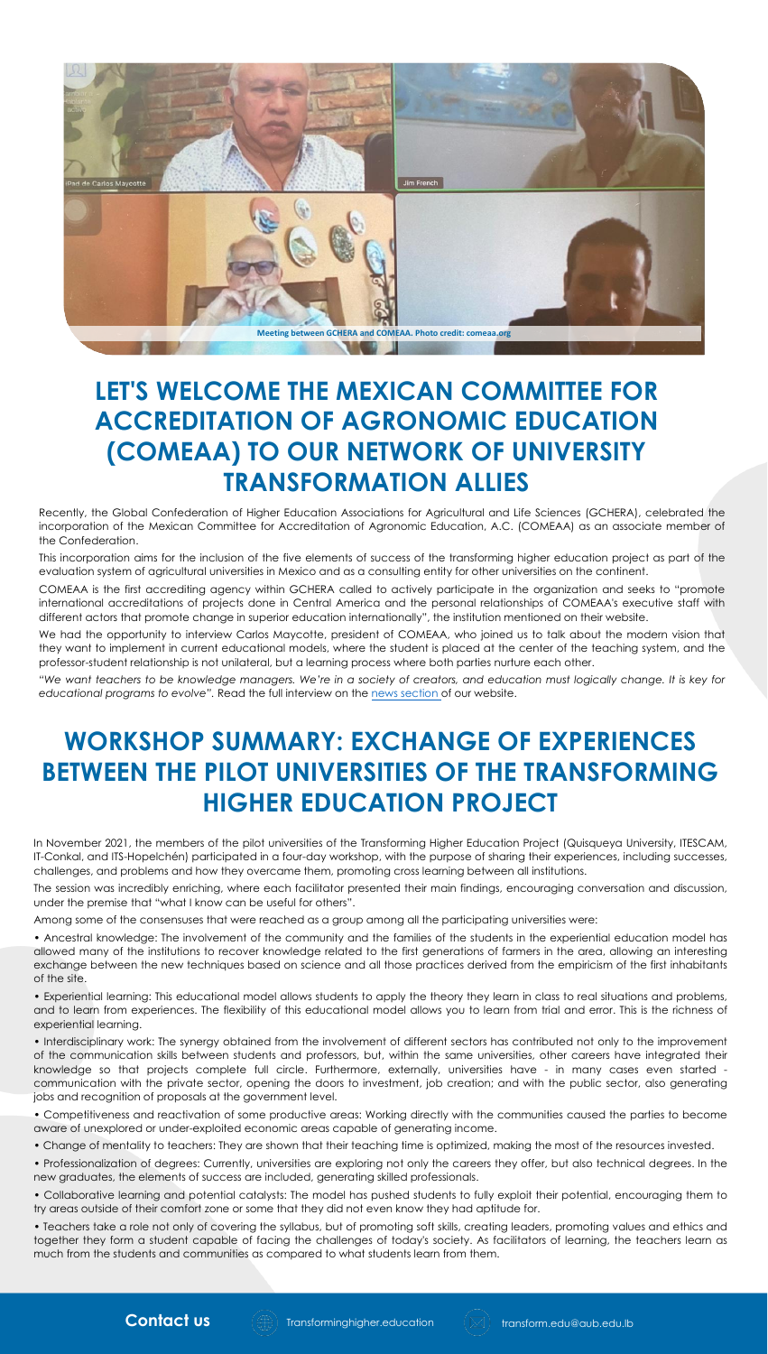Meeting between GCHERA and COMEAA. Photo credit: comeaa.org

# LET'S WELCOME THE MEXICAN COMMITTEE FOR ACCREDITATION OF AGRONOMIC EDUCATION (COMEAA) TO OUR NETWORK OF UNIVERSITY TRANSFORMATION ALLIES

Recently, the Global Confederation of Higher Education Associations for Agricultural and Life Sciences (GCHERA), celebrated the incorporation of the Mexican Committee for Accreditation of Agronomic Education, A.C. (COMEAA) as an associate member of the Confederation.

This incorporation aims for the inclusion of the five elements of success of the transforming higher education project as part of the evaluation system of agricultural universities in Mexico and as a consulting entity for other universities on the continent.

COMEAA is the first accrediting agency within GCHERA called to actively participate in the organization and seeks to "promote international accreditations of projects done in Central America and the personal relationships of COMEAA's executive staff with different actors that promote change in superior education internationally", the institution mentioned on their website.

We had the opportunity to interview Carlos Maycotte, president of COMEAA, who joined us to talk about the modern vision that they want to implement in current educational models, where the student is placed at the center of the teaching system, and the professor-student relationship is not unilateral, but a learning process where both parties nurture each other.

*"We want teachers to be knowledge managers. We're in a society of creators, and education must logically change. It is key for educational programs to evolve".* Read the full interview on the news section of our website.

# WORKSHOP SUMMARY: EXCHANGE OF EXPERIENCES BETWEEN THE PILOT UNIVERSITIES OF THE TRANSFORMING HIGHER EDUCATION PROJECT

In November 2021, the members of the pilot universities of the Transforming Higher Education Project (Quisqueya University, ITESCAM, IT-Conkal, and ITS-Hopelchén) participated in a four-day workshop, with the purpose of sharing their experiences, including successes, challenges, and problems and how they overcame them, promoting cross learning between all institutions.

The session was incredibly enriching, where each facilitator presented their main findings, encouraging conversation and discussion, under the premise that "what I know can be useful for others".

Among some of the consensuses that were reached as a group among all the participating universities were:

- Ancestral knowledge: The involvement of the community and the families of the students in the experiential education model has allowed many of the institutions to recover knowledge related to the first generations of farmers in the area, allowing an interesting exchange between the new techniques based on science and all those practices derived from the empiricism of the first inhabitants of the site.
- Experiential learning: This educational model allows students to apply the theory they learn in class to real situations and problems, and to learn from experiences. The flexibility of this educational model allows you to learn from trial and error. This is the richness of experiential learning.
- Interdisciplinary work: The synergy obtained from the involvement of different sectors has contributed not only to the improvement of the communication skills between students and professors, but, within the same universities, other careers have integrated their knowledge so that projects complete full circle. Furthermore, externally, universities have - in many cases even started - communication with the private sector, opening the doors to investment, job creation; and with the public sector, also generating jobs and recognition of proposals at the government level.
- Competitiveness and reactivation of some productive areas: Working directly with the communities caused the parties to become aware of unexplored or under-exploited economic areas capable of generating income.
- Change of mentality to teachers: They are shown that their teaching time is optimized, making the most of the resources invested.
- Professionalization of degrees: Currently, universities are exploring not only the careers they offer, but also technical degrees. In the new graduates, the elements of success are included, generating skilled professionals.
- Collaborative learning and potential catalysts: The model has pushed students to fully exploit their potential, encouraging them to try areas outside of their comfort zone or some that they did not even know they had aptitude for.
- Teachers take a role not only of covering the syllabus, but of promoting soft skills, creating leaders, promoting values and ethics and together they form a student capable of facing the challenges of today's society. As facilitators of learning, the teachers learn as much from the students and communities as compared to what students learn from them.

**Contact us** Transforminghigher.education transform.edu@aub.edu.lb